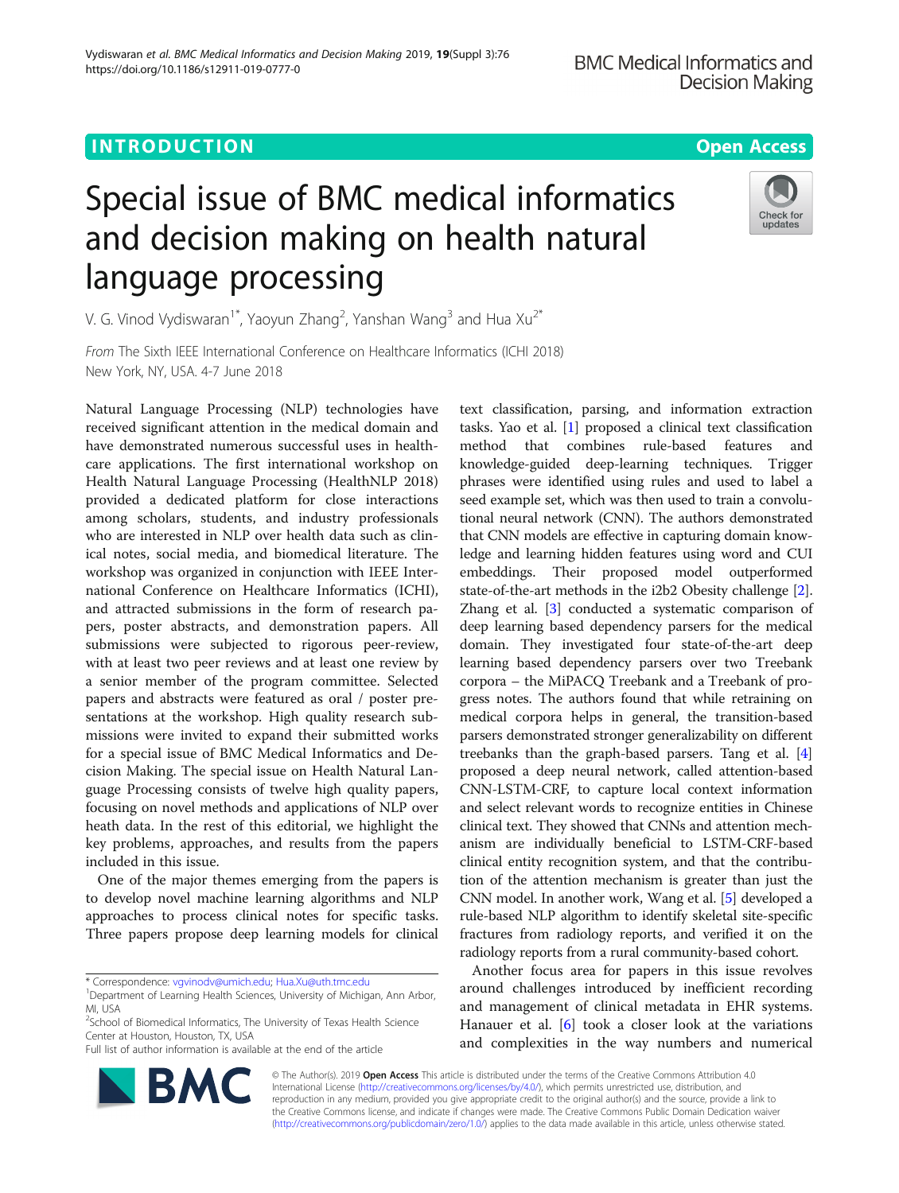INTRODUCTION

Open Access

# Special issue of BMC medical informatics and decision making on health natural language processing

V. G. Vinod Vydiswaran[1*], Yaoyun Zhang[2], Yanshan Wang[3] and Hua Xu[2*]

*From* The Sixth IEEE International Conference on Healthcare Informatics (ICHI 2018)
New York, NY, USA. 4-7 June 2018

Natural Language Processing (NLP) technologies have received significant attention in the medical domain and have demonstrated numerous successful uses in healthcare applications. The first international workshop on Health Natural Language Processing (HealthNLP 2018) provided a dedicated platform for close interactions among scholars, students, and industry professionals who are interested in NLP over health data such as clinical notes, social media, and biomedical literature. The workshop was organized in conjunction with IEEE International Conference on Healthcare Informatics (ICHI), and attracted submissions in the form of research papers, poster abstracts, and demonstration papers. All submissions were subjected to rigorous peer-review, with at least two peer reviews and at least one review by a senior member of the program committee. Selected papers and abstracts were featured as oral / poster presentations at the workshop. High quality research submissions were invited to expand their submitted works for a special issue of BMC Medical Informatics and Decision Making. The special issue on Health Natural Language Processing consists of twelve high quality papers, focusing on novel methods and applications of NLP over heath data. In the rest of this editorial, we highlight the key problems, approaches, and results from the papers included in this issue.

One of the major themes emerging from the papers is to develop novel machine learning algorithms and NLP approaches to process clinical notes for specific tasks. Three papers propose deep learning models for clinical text classification, parsing, and information extraction tasks. Yao et al. [1] proposed a clinical text classification method that combines rule-based features and knowledge-guided deep-learning techniques. Trigger phrases were identified using rules and used to label a seed example set, which was then used to train a convolutional neural network (CNN). The authors demonstrated that CNN models are effective in capturing domain knowledge and learning hidden features using word and CUI embeddings. Their proposed model outperformed state-of-the-art methods in the i2b2 Obesity challenge [2]. Zhang et al. [3] conducted a systematic comparison of deep learning based dependency parsers for the medical domain. They investigated four state-of-the-art deep learning based dependency parsers over two Treebank corpora – the MiPACQ Treebank and a Treebank of progress notes. The authors found that while retraining on medical corpora helps in general, the transition-based parsers demonstrated stronger generalizability on different treebanks than the graph-based parsers. Tang et al. [4] proposed a deep neural network, called attention-based CNN-LSTM-CRF, to capture local context information and select relevant words to recognize entities in Chinese clinical text. They showed that CNNs and attention mechanism are individually beneficial to LSTM-CRF-based clinical entity recognition system, and that the contribution of the attention mechanism is greater than just the CNN model. In another work, Wang et al. [5] developed a rule-based NLP algorithm to identify skeletal site-specific fractures from radiology reports, and verified it on the radiology reports from a rural community-based cohort.

Another focus area for papers in this issue revolves around challenges introduced by inefficient recording and management of clinical metadata in EHR systems. Hanauer et al. [6] took a closer look at the variations and complexities in the way numbers and numerical

* Correspondence: vgvinodv@umich.edu; Hua.Xu@uth.tmc.edu
[1]Department of Learning Health Sciences, University of Michigan, Ann Arbor, MI, USA
[2]School of Biomedical Informatics, The University of Texas Health Science Center at Houston, Houston, TX, USA
Full list of author information is available at the end of the article

© The Author(s). 2019 **Open Access** This article is distributed under the terms of the Creative Commons Attribution 4.0 International License (http://creativecommons.org/licenses/by/4.0/), which permits unrestricted use, distribution, and reproduction in any medium, provided you give appropriate credit to the original author(s) and the source, provide a link to the Creative Commons license, and indicate if changes were made. The Creative Commons Public Domain Dedication waiver (http://creativecommons.org/publicdomain/zero/1.0/) applies to the data made available in this article, unless otherwise stated.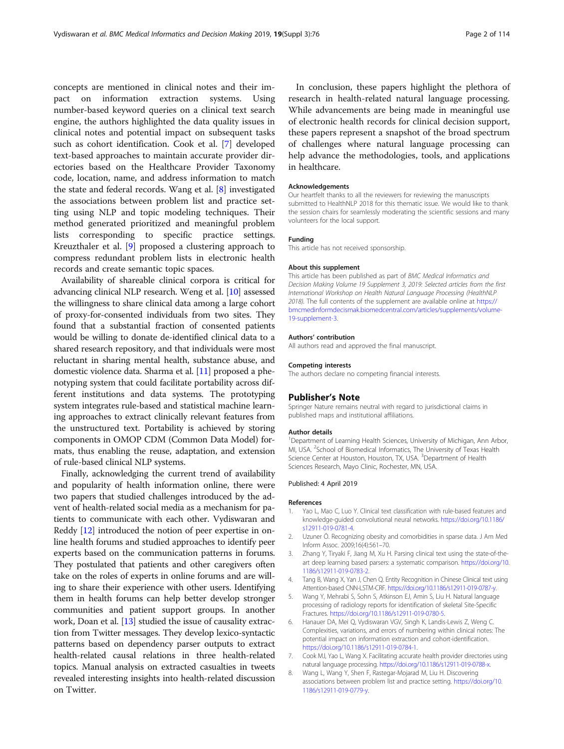concepts are mentioned in clinical notes and their impact on information extraction systems. Using number-based keyword queries on a clinical text search engine, the authors highlighted the data quality issues in clinical notes and potential impact on subsequent tasks such as cohort identification. Cook et al. [7] developed text-based approaches to maintain accurate provider directories based on the Healthcare Provider Taxonomy code, location, name, and address information to match the state and federal records. Wang et al. [8] investigated the associations between problem list and practice setting using NLP and topic modeling techniques. Their method generated prioritized and meaningful problem lists corresponding to specific practice settings. Kreuzthaler et al. [9] proposed a clustering approach to compress redundant problem lists in electronic health records and create semantic topic spaces.

Availability of shareable clinical corpora is critical for advancing clinical NLP research. Weng et al. [10] assessed the willingness to share clinical data among a large cohort of proxy-for-consented individuals from two sites. They found that a substantial fraction of consented patients would be willing to donate de-identified clinical data to a shared research repository, and that individuals were most reluctant in sharing mental health, substance abuse, and domestic violence data. Sharma et al. [11] proposed a phenotyping system that could facilitate portability across different institutions and data systems. The prototyping system integrates rule-based and statistical machine learning approaches to extract clinically relevant features from the unstructured text. Portability is achieved by storing components in OMOP CDM (Common Data Model) formats, thus enabling the reuse, adaptation, and extension of rule-based clinical NLP systems.

Finally, acknowledging the current trend of availability and popularity of health information online, there were two papers that studied challenges introduced by the advent of health-related social media as a mechanism for patients to communicate with each other. Vydiswaran and Reddy [12] introduced the notion of peer expertise in online health forums and studied approaches to identify peer experts based on the communication patterns in forums. They postulated that patients and other caregivers often take on the roles of experts in online forums and are willing to share their experience with other users. Identifying them in health forums can help better develop stronger communities and patient support groups. In another work, Doan et al. [13] studied the issue of causality extraction from Twitter messages. They develop lexico-syntactic patterns based on dependency parser outputs to extract health-related causal relations in three health-related topics. Manual analysis on extracted casualties in tweets revealed interesting insights into health-related discussion on Twitter.

In conclusion, these papers highlight the plethora of research in health-related natural language processing. While advancements are being made in meaningful use of electronic health records for clinical decision support, these papers represent a snapshot of the broad spectrum of challenges where natural language processing can help advance the methodologies, tools, and applications in healthcare.

#### Acknowledgements

Our heartfelt thanks to all the reviewers for reviewing the manuscripts submitted to HealthNLP 2018 for this thematic issue. We would like to thank the session chairs for seamlessly moderating the scientific sessions and many volunteers for the local support.

#### Funding

This article has not received sponsorship.

#### About this supplement

This article has been published as part of *BMC Medical Informatics and Decision Making Volume 19 Supplement 3, 2019: Selected articles from the first International Workshop on Health Natural Language Processing (HealthNLP 2018)*. The full contents of the supplement are available online at https://bmcmedinformdecismak.biomedcentral.com/articles/supplements/volume-19-supplement-3.

#### Authors' contribution

All authors read and approved the final manuscript.

#### Competing interests

The authors declare no competing financial interests.

## Publisher's Note

Springer Nature remains neutral with regard to jurisdictional claims in published maps and institutional affiliations.

#### Author details

[1]Department of Learning Health Sciences, University of Michigan, Ann Arbor, MI, USA. [2]School of Biomedical Informatics, The University of Texas Health Science Center at Houston, Houston, TX, USA. [3]Department of Health Sciences Research, Mayo Clinic, Rochester, MN, USA.

Published: 4 April 2019

#### References

1. Yao L, Mao C, Luo Y. Clinical text classification with rule-based features and knowledge-guided convolutional neural networks. https://doi.org/10.1186/s12911-019-0781-4.
2. Uzuner Ö. Recognizing obesity and comorbidities in sparse data. J Am Med Inform Assoc. 2009;16(4):561–70.
3. Zhang Y, Tiryaki F, Jiang M, Xu H. Parsing clinical text using the state-of-the-art deep learning based parsers: a systematic comparison. https://doi.org/10.1186/s12911-019-0783-2.
4. Tang B, Wang X, Yan J, Chen Q. Entity Recognition in Chinese Clinical text using Attention-based CNN-LSTM-CRF. https://doi.org/10.1186/s12911-019-0787-y.
5. Wang Y, Mehrabi S, Sohn S, Atkinson EJ, Amin S, Liu H. Natural language processing of radiology reports for identification of skeletal Site-Specific Fractures. https://doi.org/10.1186/s12911-019-0780-5.
6. Hanauer DA, Mei Q, Vydiswaran VGV, Singh K, Landis-Lewis Z, Weng C. Complexities, variations, and errors of numbering within clinical notes: The potential impact on information extraction and cohort-identification. https://doi.org/10.1186/s12911-019-0784-1.
7. Cook MJ, Yao L, Wang X. Facilitating accurate health provider directories using natural language processing. https://doi.org/10.1186/s12911-019-0788-x.
8. Wang L, Wang Y, Shen F, Rastegar-Mojarad M, Liu H. Discovering associations between problem list and practice setting. https://doi.org/10.1186/s12911-019-0779-y.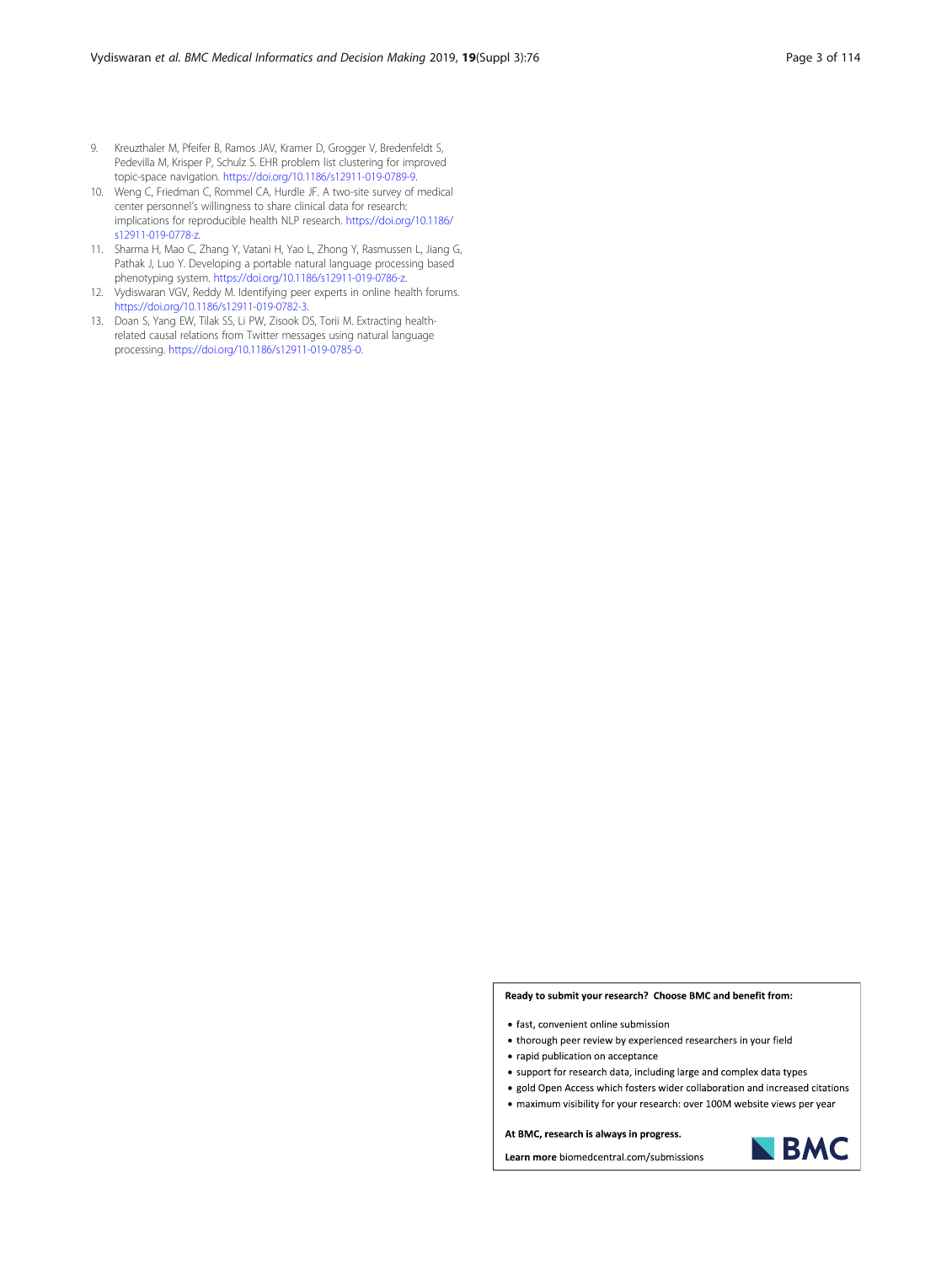9. Kreuzthaler M, Pfeifer B, Ramos JAV, Kramer D, Grogger V, Bredenfeldt S, Pedevilla M, Krisper P, Schulz S. EHR problem list clustering for improved topic-space navigation. https://doi.org/10.1186/s12911-019-0789-9.
10. Weng C, Friedman C, Rommel CA, Hurdle JF. A two-site survey of medical center personnel's willingness to share clinical data for research: implications for reproducible health NLP research. https://doi.org/10.1186/s12911-019-0778-z.
11. Sharma H, Mao C, Zhang Y, Vatani H, Yao L, Zhong Y, Rasmussen L, Jiang G, Pathak J, Luo Y. Developing a portable natural language processing based phenotyping system. https://doi.org/10.1186/s12911-019-0786-z.
12. Vydiswaran VGV, Reddy M. Identifying peer experts in online health forums. https://doi.org/10.1186/s12911-019-0782-3.
13. Doan S, Yang EW, Tilak SS, Li PW, Zisook DS, Torii M. Extracting health-related causal relations from Twitter messages using natural language processing. https://doi.org/10.1186/s12911-019-0785-0.

**Ready to submit your research? Choose BMC and benefit from:**

- fast, convenient online submission
- thorough peer review by experienced researchers in your field
- rapid publication on acceptance
- support for research data, including large and complex data types
- gold Open Access which fosters wider collaboration and increased citations
- maximum visibility for your research: over 100M website views per year

**At BMC, research is always in progress.**

**Learn more** biomedcentral.com/submissions

BMC